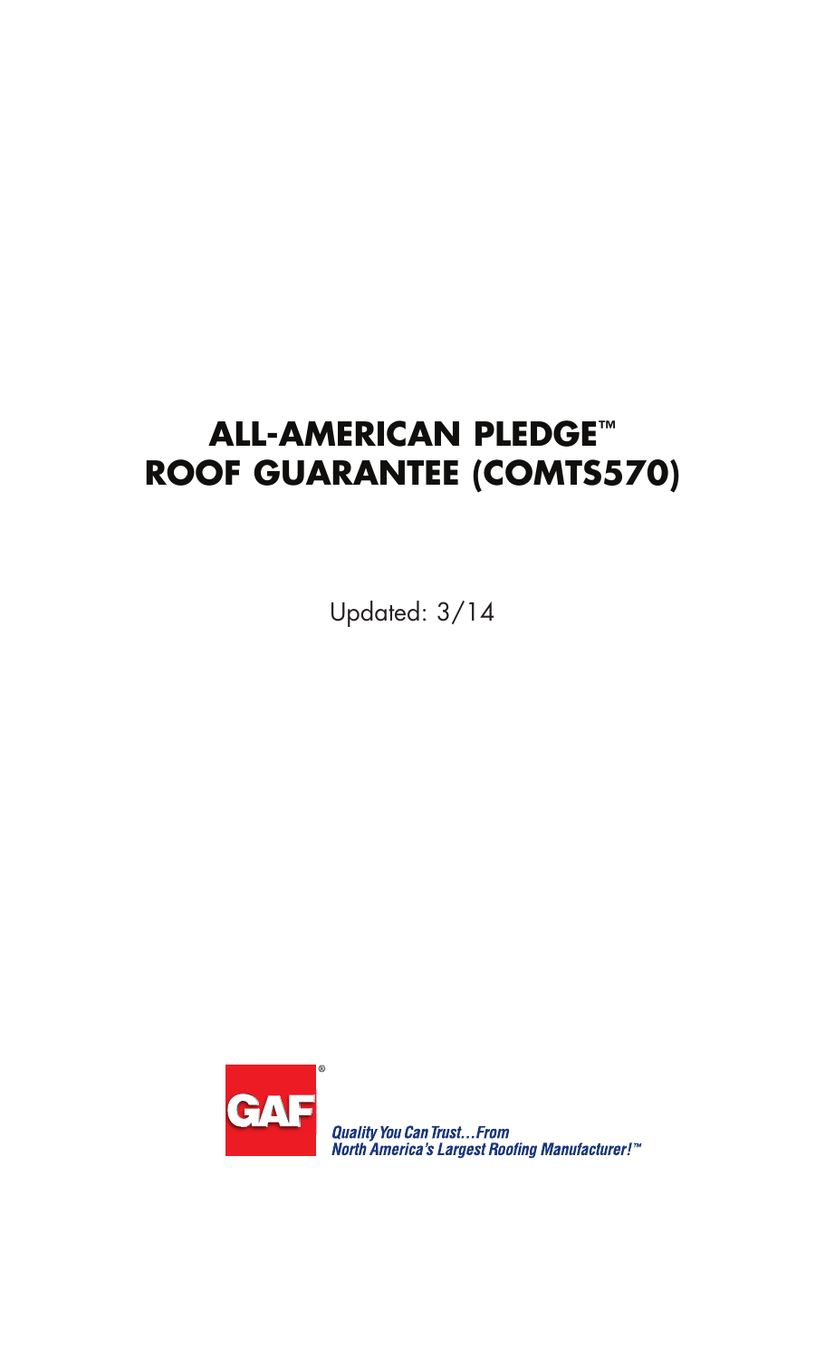# ALL-AMERICAN PLEDGE™ ROOF GUARANTEE (COMTS570)

Updated: 3/14

GAF®

*Quality You Can Trust…From North America's Largest Roofing Manufacturer!™*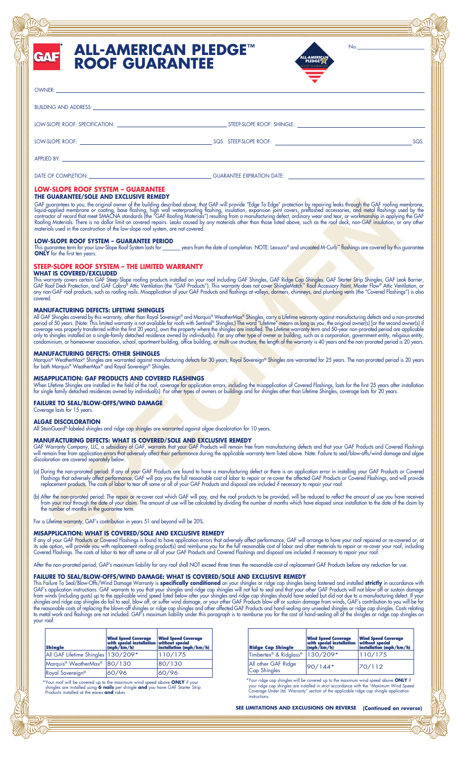# ALL-AMERICAN PLEDGE™ ROOF GUARANTEE

No. ____________

OWNER: ____________

BUILDING AND ADDRESS: ____________

LOW-SLOPE ROOF: SPECIFICATION: ____________ STEEP-SLOPE ROOF: SHINGLE: ____________

LOW-SLOPE ROOF: ____________ SQS. STEEP-SLOPE ROOF: ____________ SQS.

APPLIED BY: ____________

DATE OF COMPLETION: ____________ GUARANTEE EXPIRATION DATE: ____________

## LOW-SLOPE ROOF SYSTEM – GUARANTEE

### THE GUARANTEE/SOLE AND EXCLUSIVE REMEDY

GAF guarantees to you, the original owner of the building described above, that GAF will provide "Edge To Edge" protection by repairing leaks through the GAF roofing membrane, liquid-applied membrane or coating, base flashing, high wall waterproofing flashing, insulation, expansion joint covers, preflashed accessories, and metal flashings used by the contractor of record that meet SMACNA standards (the "GAF Roofing Materials") resulting from a manufacturing defect, ordinary wear and tear, or workmanship in applying the GAF Roofing Materials. There is no dollar limit on covered repairs. Leaks caused by any materials other than those listed above, such as the roof deck, non-GAF insulation, or any other materials used in the construction of the low-slope roof system, are not covered.

### LOW-SLOPE ROOF SYSTEM – GUARANTEE PERIOD

This guarantee term for your Low-Slope Roof System lasts for ______ years from the date of completion. NOTE: Lexsuco® and uncoated M-Curb™ flashings are covered by this guarantee **ONLY** for the first ten years.

## STEEP-SLOPE ROOF SYSTEM – THE LIMITED WARRANTY

### WHAT IS COVERED/EXCLUDED

This warranty covers certain GAF Steep-Slope roofing products installed on your roof including GAF Shingles, GAF Ridge Cap Shingles, GAF Starter Strip Shingles, GAF Leak Barrier, GAF Roof Deck Protection, and GAF Cobra® Attic Ventilation (the "GAF Products"). This warranty does not cover ShingleMatch™ Roof Accessory Paint, Master Flow® Attic Ventilation, or any non-GAF roof products, such as roofing nails. Misapplication of your GAF Products and flashings at valleys, dormers, chimneys, and plumbing vents (the "Covered Flashings") is also covered.

### MANUFACTURING DEFECTS: LIFETIME SHINGLES

All GAF Shingles covered by this warranty, other than Royal Sovereign® and Marquis® WeatherMax® Shingles, carry a Lifetime warranty against manufacturing defects and a non-prorated period of 50 years. (Note: This limited warranty is not available for roofs with Sentinel® Shingles.) The word "Lifetime" means as long as you, the original owner(s) [or the second owner(s) if coverage was properly transferred within the first 20 years], own the property where the shingles are installed. The Lifetime warranty term and 50-year non-prorated period are applicable only to shingles installed on a single-family detached residence owned by individual(s). For any other type of owner or building, such as a corporation, government entity, religious entity, condominium, or homeowner association, school, apartment building, office building, or multi-use structure, the length of the warranty is 40 years and the non-prorated period is 20 years.

### MANUFACTURING DEFECTS: OTHER SHINGLES

Marquis® WeatherMax® Shingles are warranted against manufacturing defects for 30 years; Royal Sovereign® Shingles are warranted for 25 years. The non-prorated period is 20 years for both Marquis® WeatherMax® and Royal Sovereign® Shingles.

### MISAPPLICATION: GAF PRODUCTS AND COVERED FLASHINGS

When Lifetime Shingles are installed in the field of the roof, coverage for application errors, including the misapplication of Covered Flashings, lasts for the first 25 years after installation for single family detached residences owned by individual(s). For other types of owners or buildings and for shingles other than Lifetime Shingles, coverage lasts for 20 years.

### FAILURE TO SEAL/BLOW-OFFS/WIND DAMAGE

Coverage lasts for 15 years.

### ALGAE DISCOLORATION

All StainGuard®-labeled shingles and ridge cap shingles are warranted against algae discoloration for 10 years.

### MANUFACTURING DEFECTS: WHAT IS COVERED/SOLE AND EXCLUSIVE REMEDY

GAF Warranty Company, LLC, a subsidiary of GAF, warrants that your GAF Products will remain free from manufacturing defects and that your GAF Products and Covered Flashings will remain free from application errors that adversely affect their performance during the applicable warranty term listed above. Note: Failure to seal/blow-offs/wind damage and algae discoloration are covered separately below.

(a) During the non-prorated period: If any of your GAF Products are found to have a manufacturing defect or there is an application error in installing your GAF Products or Covered Flashings that adversely affect performance, GAF will pay you the full reasonable cost of labor to repair or re-cover the affected GAF Products or Covered Flashings, and will provide replacement products. The costs of labor to tear off some or all of your GAF Products and disposal are included if necessary to repair your roof.

(b) After the non-prorated period: The repair or re-cover cost which GAF will pay, and the roof products to be provided, will be reduced to reflect the amount of use you have received from your roof through the date of your claim. The amount of use will be calculated by dividing the number of months which have elapsed since installation to the date of the claim by the number of months in the guarantee term.

For a Lifetime warranty, GAF's contribution in years 51 and beyond will be 20%.

### MISAPPLICATION: WHAT IS COVERED/SOLE AND EXCLUSIVE REMEDY

If any of your GAF Products or Covered Flashings is found to have application errors that adversely affect performance, GAF will arrange to have your roof repaired or re-covered or, at its sole option, will provide you with replacement roofing product(s) and reimburse you for the full reasonable cost of labor and other materials to repair or re-cover your roof, including Covered Flashings. The costs of labor to tear off some or all of your GAF Products and Covered Flashings and disposal are included if necessary to repair your roof.

After the non-prorated period, GAF's maximum liability for any roof shall NOT exceed three times the reasonable cost of replacement GAF Products before any reduction for use.

### FAILURE TO SEAL/BLOW-OFFS/WIND DAMAGE: WHAT IS COVERED/SOLE AND EXCLUSIVE REMEDY

This Failure To Seal/Blow-Offs/Wind Damage Warranty is **specifically conditioned** on your shingles or ridge cap shingles being fastened and installed **strictly** in accordance with GAF's application instructions. GAF warrants to you that your shingles and ridge cap shingles will not fail to seal and that your other GAF Products will not blow off or sustain damage from winds (including gusts) up to the applicable wind speed listed below after your shingles and ridge cap shingles should have sealed but did not due to a manufacturing defect. If your shingles and ridge cap shingles do fail to seal, blow off, or suffer wind damage, or your other GAF Products blow off or sustain damage from winds, GAF's contribution to you will be for the reasonable costs of replacing the blown-off shingles or ridge cap shingles and other affected GAF Products and hand-sealing any unsealed shingles or ridge cap shingles. Costs relating to metal work and flashings are not included. GAF's maximum liability under this paragraph is to reimburse you for the cost of hand-sealing all of the shingles or ridge cap shingles on your roof.

| Shingle | Wind Speed Coverage with special installation (mph/km/h) | Wind Speed Coverage without special installation (mph/km/h) |
|---|---|---|
| All GAF Lifetime Shingles | 130/209* | 110/175 |
| Marquis® WeatherMax® | 80/130 | 80/130 |
| Royal Sovereign® | 60/96 | 60/96 |

*Your roof will be covered up to the maximum wind speed above **ONLY** if your shingles are installed using **6 nails** per shingle **and** you have GAF Starter Strip Products installed at the eaves **and** rakes.

| Ridge Cap Shingle | Wind Speed Coverage with special installation (mph/km/h) | Wind Speed Coverage without special installation (mph/km/h) |
|---|---|---|
| Timbertex® & Ridglass® | 130/209* | 110/175 |
| All other GAF Ridge Cap Shingles | 90/144* | 70/112 |

*Your ridge cap shingles will be covered up to the maximum wind speed above **ONLY** if your ridge cap shingles are installed in strict accordance with the "Maximum Wind Speed Coverage Under Ltd. Warranty" section of the applicable ridge cap shingle application instructions.

**SEE LIMITATIONS AND EXCLUSIONS ON REVERSE (Continued on reverse)**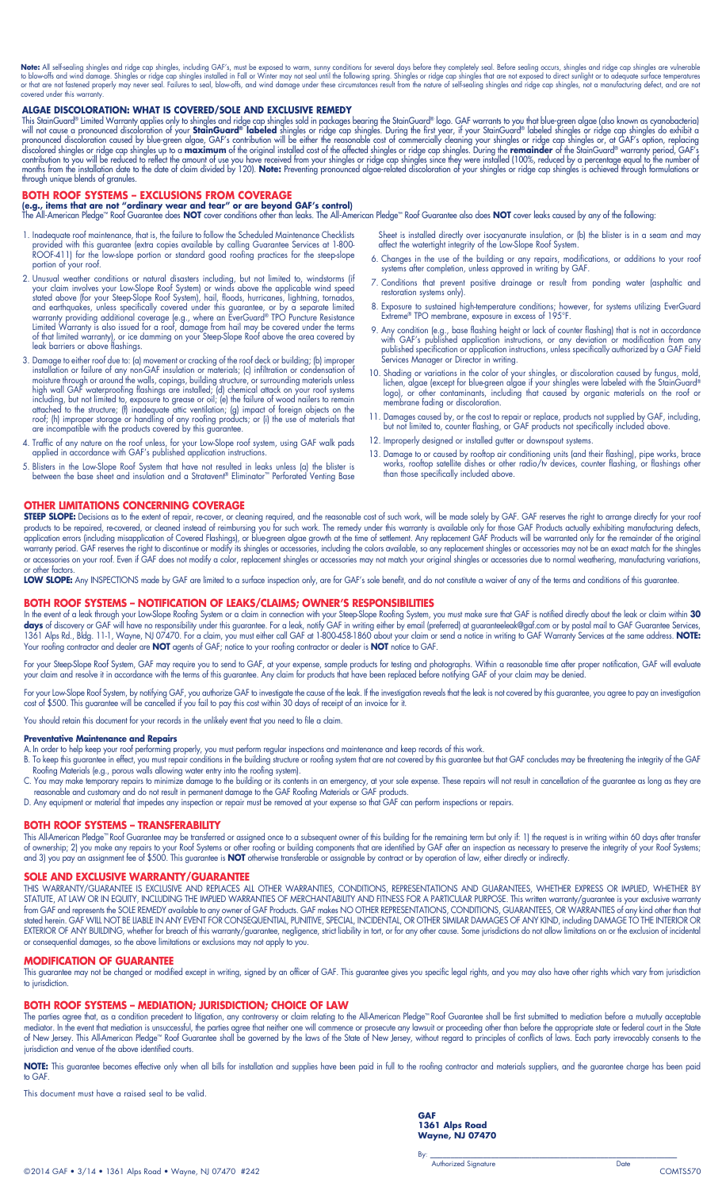**Note:** All self-sealing shingles and ridge cap shingles, including GAF's, must be exposed to warm, sunny conditions for several days before they completely seal. Before sealing occurs, shingles and ridge cap shingles are vulnerable to blow-offs and wind damage. Shingles or ridge cap shingles installed in Fall or Winter may not seal until the following spring. Shingles or ridge cap shingles that are not exposed to direct sunlight or to adequate surface temperatures or that are not fastened properly may never seal. Failures to seal, blow-offs, and wind damage under these circumstances result from the nature of self-sealing shingles and ridge cap shingles, not a manufacturing defect, and are not covered under this warranty.

## ALGAE DISCOLORATION: WHAT IS COVERED/SOLE AND EXCLUSIVE REMEDY

This StainGuard® Limited Warranty applies only to shingles and ridge cap shingles sold in packages bearing the StainGuard® logo. GAF warrants to you that blue-green algae (also known as cyanobacteria) will not cause a pronounced discoloration of your **StainGuard® labeled** shingles or ridge cap shingles. During the first year, if your StainGuard® labeled shingles or ridge cap shingles do exhibit a pronounced discoloration caused by blue-green algae, GAF's contribution will be either the reasonable cost of commercially cleaning your shingles or ridge cap shingles or, at GAF's option, replacing discolored shingles or ridge cap shingles up to a **maximum** of the original installed cost of the affected shingles or ridge cap shingles. During the **remainder** of the StainGuard® warranty period, GAF's contribution to you will be reduced to reflect the amount of use you have received from your shingles or ridge cap shingles since they were installed (100%, reduced by a percentage equal to the number of months from the installation date to the date of claim divided by 120). **Note:** Preventing pronounced algae-related discoloration of your shingles or ridge cap shingles is achieved through formulations or through unique blends of granules.

## BOTH ROOF SYSTEMS – EXCLUSIONS FROM COVERAGE

### (e.g., items that are not "ordinary wear and tear" or are beyond GAF's control)

The All-American Pledge™ Roof Guarantee does **NOT** cover conditions other than leaks. The All-American Pledge™ Roof Guarantee also does **NOT** cover leaks caused by any of the following:

1. Inadequate roof maintenance, that is, the failure to follow the Scheduled Maintenance Checklists provided with this guarantee (extra copies available by calling Guarantee Services at 1-800-ROOF-411) for the low-slope portion or standard good roofing practices for the steep-slope portion of your roof.
2. Unusual weather conditions or natural disasters including, but not limited to, windstorms (if your claim involves your Low-Slope Roof System) or winds above the applicable wind speed stated above (for your Steep-Slope Roof System), hail, floods, hurricanes, lightning, tornados, and earthquakes, unless specifically covered under this guarantee, or by a separate limited warranty providing additional coverage (e.g., where an EverGuard® TPO Puncture Resistance Limited Warranty is also issued for a roof, damage from hail may be covered under the terms of that limited warranty), or ice damming on your Steep-Slope Roof above the area covered by leak barriers or above flashings.
3. Damage to either roof due to: (a) movement or cracking of the roof deck or building; (b) improper installation or failure of any non-GAF insulation or materials; (c) infiltration or condensation of moisture through or around the walls, copings, building structure, or surrounding materials unless high wall GAF waterproofing flashings are installed; (d) chemical attack on your roof systems including, but not limited to, exposure to grease or oil; (e) the failure of wood nailers to remain attached to the structure; (f) inadequate attic ventilation; (g) impact of foreign objects on the roof; (h) improper storage or handling of any roofing products; or (i) the use of materials that are incompatible with the products covered by this guarantee.
4. Traffic of any nature on the roof unless, for your Low-Slope roof system, using GAF walk pads applied in accordance with GAF's published application instructions.
5. Blisters in the Low-Slope Roof System that have not resulted in leaks unless (a) the blister is between the base sheet and insulation and a Stratavent® Eliminator™ Perforated Venting Base Sheet is installed directly over isocyanurate insulation, or (b) the blister is in a seam and may affect the watertight integrity of the Low-Slope Roof System.
6. Changes in the use of the building or any repairs, modifications, or additions to your roof systems after completion, unless approved in writing by GAF.
7. Conditions that prevent positive drainage or result from ponding water (asphaltic and restoration systems only).
8. Exposure to sustained high-temperature conditions; however, for systems utilizing EverGuard Extreme® TPO membrane, exposure in excess of 195°F.
9. Any condition (e.g., base flashing height or lack of counter flashing) that is not in accordance with GAF's published application instructions, or any deviation or modification from any published specification or application instructions, unless specifically authorized by a GAF Field Services Manager or Director in writing.
10. Shading or variations in the color of your shingles, or discoloration caused by fungus, mold, lichen, algae (except for blue-green algae if your shingles were labeled with the StainGuard® logo), or other contaminants, including that caused by organic materials on the roof or membrane fading or discoloration.
11. Damages caused by, or the cost to repair or replace, products not supplied by GAF, including, but not limited to, counter flashing, or GAF products not specifically included above.
12. Improperly designed or installed gutter or downspout systems.
13. Damage to or caused by rooftop air conditioning units (and their flashing), pipe works, brace works, rooftop satellite dishes or other radio/tv devices, counter flashing, or flashings other than those specifically included above.

## OTHER LIMITATIONS CONCERNING COVERAGE

**STEEP SLOPE:** Decisions as to the extent of repair, re-cover, or cleaning required, and the reasonable cost of such work, will be made solely by GAF. GAF reserves the right to arrange directly for your roof products to be repaired, re-covered, or cleaned instead of reimbursing you for such work. The remedy under this warranty is available only for those GAF Products actually exhibiting manufacturing defects, application errors (including misapplication of Covered Flashings), or blue-green algae growth at the time of settlement. Any replacement GAF Products will be warranted only for the remainder of the original warranty period. GAF reserves the right to discontinue or modify its shingles or accessories, including the colors available, so any replacement shingles or accessories may not be an exact match for the shingles or accessories on your roof. Even if GAF does not modify a color, replacement shingles or accessories may not match your original shingles or accessories due to normal weathering, manufacturing variations, or other factors.

**LOW SLOPE:** Any INSPECTIONS made by GAF are limited to a surface inspection only, are for GAF's sole benefit, and do not constitute a waiver of any of the terms and conditions of this guarantee.

## BOTH ROOF SYSTEMS – NOTIFICATION OF LEAKS/CLAIMS; OWNER'S RESPONSIBILITIES

In the event of a leak through your Low-Slope Roofing System or a claim in connection with your Steep-Slope Roofing System, you must make sure that GAF is notified directly about the leak or claim within **30 days** of discovery or GAF will have no responsibility under this guarantee. For a leak, notify GAF in writing either by email (preferred) at guaranteeleak@gaf.com or by postal mail to GAF Guarantee Services, 1361 Alps Rd., Bldg. 11-1, Wayne, NJ 07470. For a claim, you must either call GAF at 1-800-458-1860 about your claim or send a notice in writing to GAF Warranty Services at the same address. **NOTE:** Your roofing contractor and dealer are **NOT** agents of GAF; notice to your roofing contractor or dealer is **NOT** notice to GAF.

For your Steep-Slope Roof System, GAF may require you to send to GAF, at your expense, sample products for testing and photographs. Within a reasonable time after proper notification, GAF will evaluate your claim and resolve it in accordance with the terms of this guarantee. Any claim for products that have been replaced before notifying GAF of your claim may be denied.

For your Low-Slope Roof System, by notifying GAF, you authorize GAF to investigate the cause of the leak. If the investigation reveals that the leak is not covered by this guarantee, you agree to pay an investigation cost of $500. This guarantee will be cancelled if you fail to pay this cost within 30 days of receipt of an invoice for it.

You should retain this document for your records in the unlikely event that you need to file a claim.

### Preventative Maintenance and Repairs

A. In order to help keep your roof performing properly, you must perform regular inspections and maintenance and keep records of this work.
B. To keep this guarantee in effect, you must repair conditions in the building structure or roofing system that are not covered by this guarantee but that GAF concludes may be threatening the integrity of the GAF Roofing Materials (e.g., porous walls allowing water entry into the roofing system).
C. You may make temporary repairs to minimize damage to the building or its contents in an emergency, at your sole expense. These repairs will not result in cancellation of the guarantee as long as they are reasonable and customary and do not result in permanent damage to the GAF Roofing Materials or GAF products.
D. Any equipment or material that impedes any inspection or repair must be removed at your expense so that GAF can perform inspections or repairs.

## BOTH ROOF SYSTEMS – TRANSFERABILITY

This All-American Pledge™ Roof Guarantee may be transferred or assigned once to a subsequent owner of this building for the remaining term but only if: 1) the request is in writing within 60 days after transfer of ownership; 2) you make any repairs to your Roof Systems or other roofing or building components that are identified by GAF after an inspection as necessary to preserve the integrity of your Roof Systems; and 3) you pay an assignment fee of $500. This guarantee is **NOT** otherwise transferable or assignable by contract or by operation of law, either directly or indirectly.

## SOLE AND EXCLUSIVE WARRANTY/GUARANTEE

THIS WARRANTY/GUARANTEE IS EXCLUSIVE AND REPLACES ALL OTHER WARRANTIES, CONDITIONS, REPRESENTATIONS AND GUARANTEES, WHETHER EXPRESS OR IMPLIED, WHETHER BY STATUTE, AT LAW OR IN EQUITY, INCLUDING THE IMPLIED WARRANTIES OF MERCHANTABILITY AND FITNESS FOR A PARTICULAR PURPOSE. This written warranty/guarantee is your exclusive warranty from GAF and represents the SOLE REMEDY available to any owner of GAF Products. GAF makes NO OTHER REPRESENTATIONS, CONDITIONS, GUARANTEES, OR WARRANTIES of any kind other than stated herein. GAF WILL NOT BE LIABLE IN ANY EVENT FOR CONSEQUENTIAL, PUNITIVE, SPECIAL, INCIDENTAL, OR OTHER SIMILAR DAMAGES OF ANY KIND, including DAMAGE TO THE INTERIOR OR EXTERIOR OF ANY BUILDING, whether for breach of this warranty/guarantee, negligence, strict liability in tort, or for any other cause. Some jurisdictions do not allow limitations on or the exclusion of incidental or consequential damages, so the above limitations or exclusions may not apply to you.

## MODIFICATION OF GUARANTEE

This guarantee may not be changed or modified except in writing, signed by an officer of GAF. This guarantee gives you specific legal rights, and you may also have other rights which vary from jurisdiction to jurisdiction.

## BOTH ROOF SYSTEMS – MEDIATION; JURISDICTION; CHOICE OF LAW

The parties agree that, as a condition precedent to litigation, any controversy or claim relating to the All-American Pledge™ Roof Guarantee shall be first submitted to mediation before a mutually acceptable mediator. In the event that mediation is unsuccessful, the parties agree that neither one will commence or prosecute any lawsuit or proceeding other than before the appropriate state or federal court in the State of New Jersey. This All-American Pledge™ Roof Guarantee shall be governed by the laws of the State of New Jersey, without regard to principles of conflicts of laws. Each party irrevocably consents to the jurisdiction and venue of the above identified courts.

**NOTE:** This guarantee becomes effective only when all bills for installation and supplies have been paid in full to the roofing contractor and materials suppliers, and the guarantee charge has been paid to GAF.

This document must have a raised seal to be valid.

**GAF**
**1361 Alps Road**
**Wayne, NJ 07470**

By: ______________________________
Authorized Signature    Date

©2014 GAF • 3/14 • 1361 Alps Road • Wayne, NJ 07470 #242    COMTS570